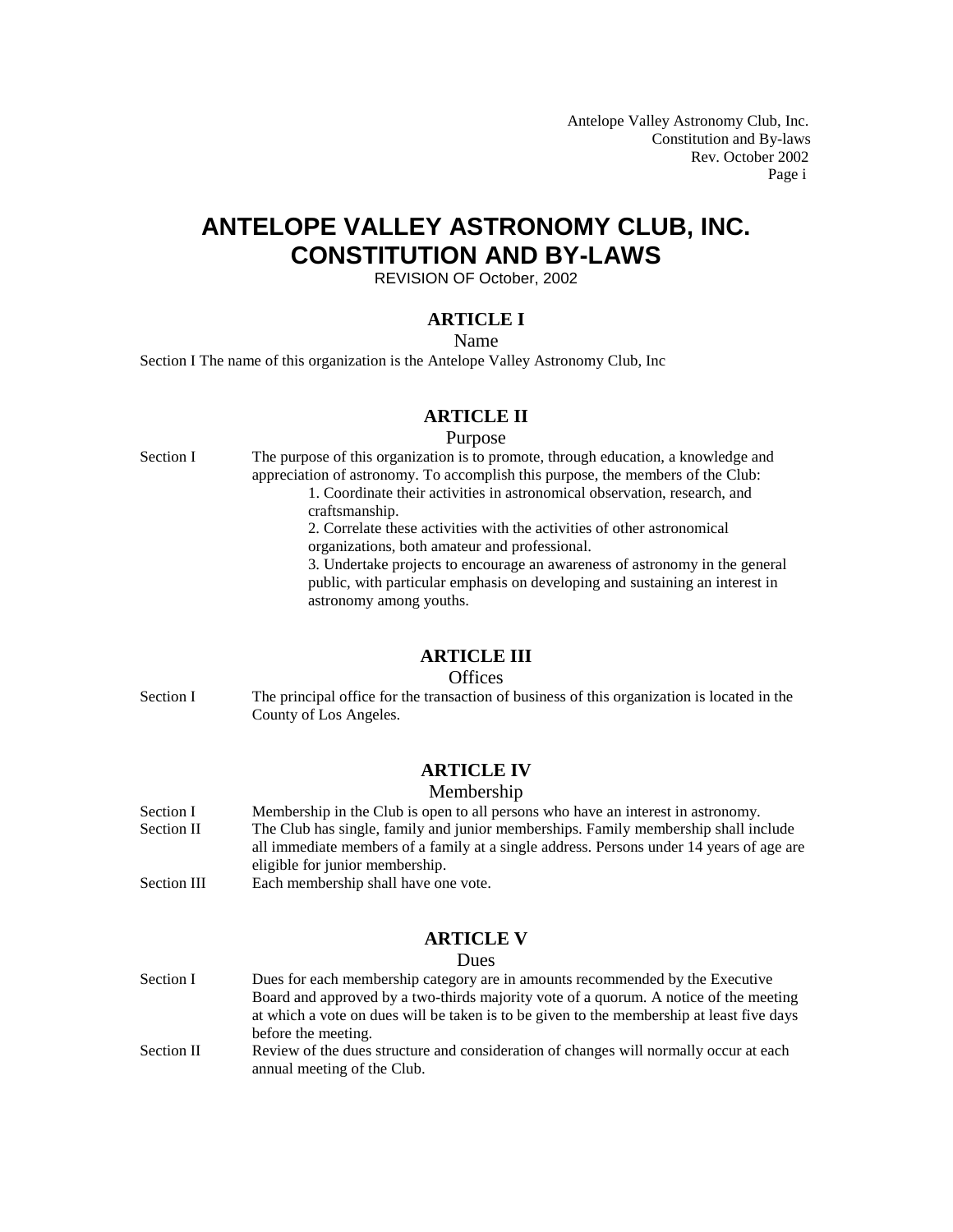# ANTELOPE VALLEY ASTRONOMY CLUB, INC.
# CONSTITUTION AND BY-LAWS

REVISION OF October, 2002

## ARTICLE I

### Name

Section I The name of this organization is the Antelope Valley Astronomy Club, Inc

## ARTICLE II

### Purpose

Section I The purpose of this organization is to promote, through education, a knowledge and appreciation of astronomy. To accomplish this purpose, the members of the Club:

1. Coordinate their activities in astronomical observation, research, and craftsmanship.
2. Correlate these activities with the activities of other astronomical organizations, both amateur and professional.
3. Undertake projects to encourage an awareness of astronomy in the general public, with particular emphasis on developing and sustaining an interest in astronomy among youths.

## ARTICLE III

### Offices

Section I The principal office for the transaction of business of this organization is located in the County of Los Angeles.

## ARTICLE IV

### Membership

Section I Membership in the Club is open to all persons who have an interest in astronomy.

Section II The Club has single, family and junior memberships. Family membership shall include all immediate members of a family at a single address. Persons under 14 years of age are eligible for junior membership.

Section III Each membership shall have one vote.

## ARTICLE V

### Dues

Section I Dues for each membership category are in amounts recommended by the Executive Board and approved by a two-thirds majority vote of a quorum. A notice of the meeting at which a vote on dues will be taken is to be given to the membership at least five days before the meeting.

Section II Review of the dues structure and consideration of changes will normally occur at each annual meeting of the Club.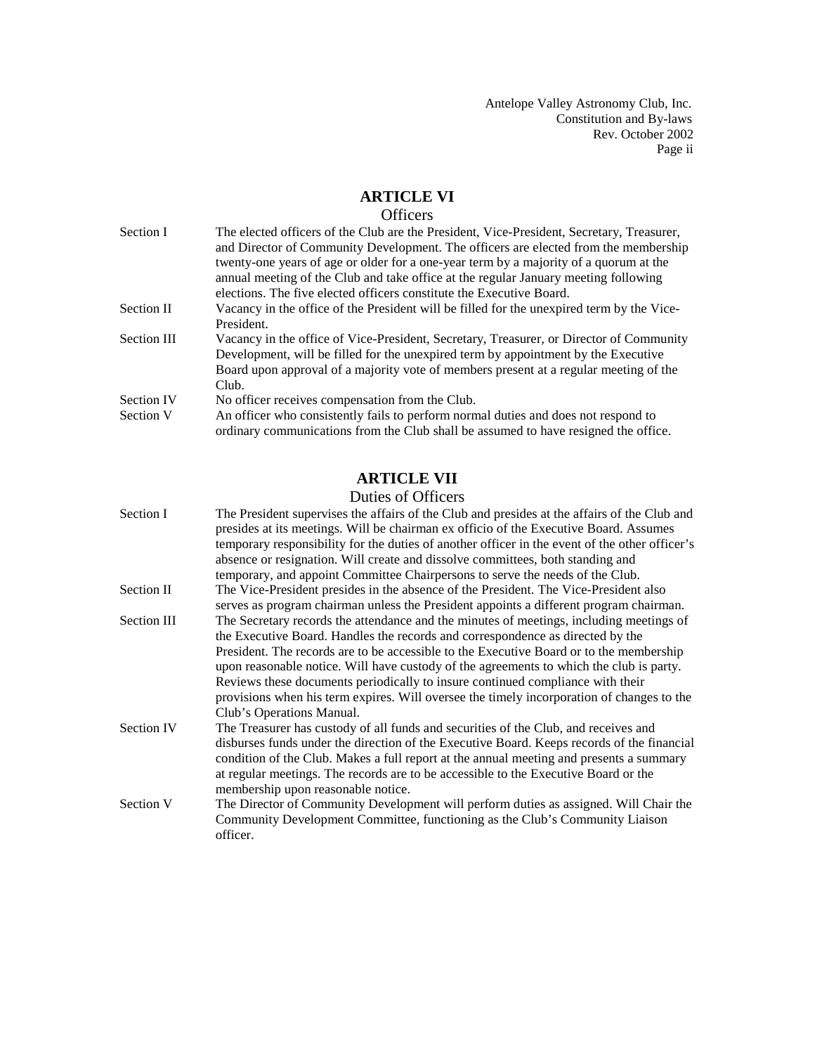## ARTICLE VI

### Officers

**Section I** The elected officers of the Club are the President, Vice-President, Secretary, Treasurer, and Director of Community Development. The officers are elected from the membership twenty-one years of age or older for a one-year term by a majority of a quorum at the annual meeting of the Club and take office at the regular January meeting following elections. The five elected officers constitute the Executive Board.

**Section II** Vacancy in the office of the President will be filled for the unexpired term by the Vice-President.

**Section III** Vacancy in the office of Vice-President, Secretary, Treasurer, or Director of Community Development, will be filled for the unexpired term by appointment by the Executive Board upon approval of a majority vote of members present at a regular meeting of the Club.

**Section IV** No officer receives compensation from the Club.

**Section V** An officer who consistently fails to perform normal duties and does not respond to ordinary communications from the Club shall be assumed to have resigned the office.

## ARTICLE VII

### Duties of Officers

**Section I** The President supervises the affairs of the Club and presides at the affairs of the Club and presides at its meetings. Will be chairman ex officio of the Executive Board. Assumes temporary responsibility for the duties of another officer in the event of the other officer's absence or resignation. Will create and dissolve committees, both standing and temporary, and appoint Committee Chairpersons to serve the needs of the Club.

**Section II** The Vice-President presides in the absence of the President. The Vice-President also serves as program chairman unless the President appoints a different program chairman.

**Section III** The Secretary records the attendance and the minutes of meetings, including meetings of the Executive Board. Handles the records and correspondence as directed by the President. The records are to be accessible to the Executive Board or to the membership upon reasonable notice. Will have custody of the agreements to which the club is party. Reviews these documents periodically to insure continued compliance with their provisions when his term expires. Will oversee the timely incorporation of changes to the Club's Operations Manual.

**Section IV** The Treasurer has custody of all funds and securities of the Club, and receives and disburses funds under the direction of the Executive Board. Keeps records of the financial condition of the Club. Makes a full report at the annual meeting and presents a summary at regular meetings. The records are to be accessible to the Executive Board or the membership upon reasonable notice.

**Section V** The Director of Community Development will perform duties as assigned. Will Chair the Community Development Committee, functioning as the Club's Community Liaison officer.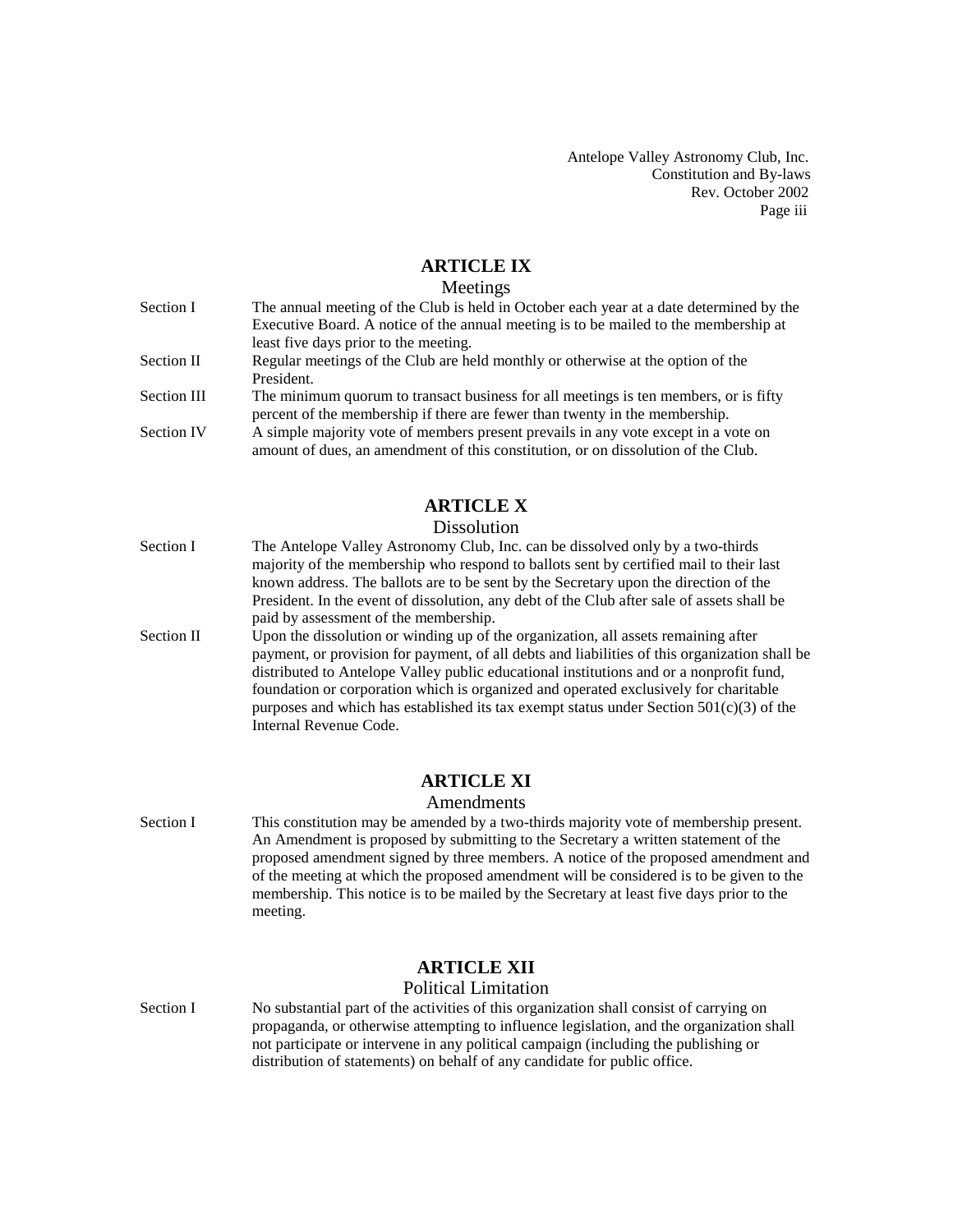## ARTICLE IX

### Meetings

Section I The annual meeting of the Club is held in October each year at a date determined by the Executive Board. A notice of the annual meeting is to be mailed to the membership at least five days prior to the meeting.

Section II Regular meetings of the Club are held monthly or otherwise at the option of the President.

Section III The minimum quorum to transact business for all meetings is ten members, or is fifty percent of the membership if there are fewer than twenty in the membership.

Section IV A simple majority vote of members present prevails in any vote except in a vote on amount of dues, an amendment of this constitution, or on dissolution of the Club.

## ARTICLE X

### Dissolution

Section I The Antelope Valley Astronomy Club, Inc. can be dissolved only by a two-thirds majority of the membership who respond to ballots sent by certified mail to their last known address. The ballots are to be sent by the Secretary upon the direction of the President. In the event of dissolution, any debt of the Club after sale of assets shall be paid by assessment of the membership.

Section II Upon the dissolution or winding up of the organization, all assets remaining after payment, or provision for payment, of all debts and liabilities of this organization shall be distributed to Antelope Valley public educational institutions and or a nonprofit fund, foundation or corporation which is organized and operated exclusively for charitable purposes and which has established its tax exempt status under Section 501(c)(3) of the Internal Revenue Code.

## ARTICLE XI

### Amendments

Section I This constitution may be amended by a two-thirds majority vote of membership present. An Amendment is proposed by submitting to the Secretary a written statement of the proposed amendment signed by three members. A notice of the proposed amendment and of the meeting at which the proposed amendment will be considered is to be given to the membership. This notice is to be mailed by the Secretary at least five days prior to the meeting.

## ARTICLE XII

### Political Limitation

Section I No substantial part of the activities of this organization shall consist of carrying on propaganda, or otherwise attempting to influence legislation, and the organization shall not participate or intervene in any political campaign (including the publishing or distribution of statements) on behalf of any candidate for public office.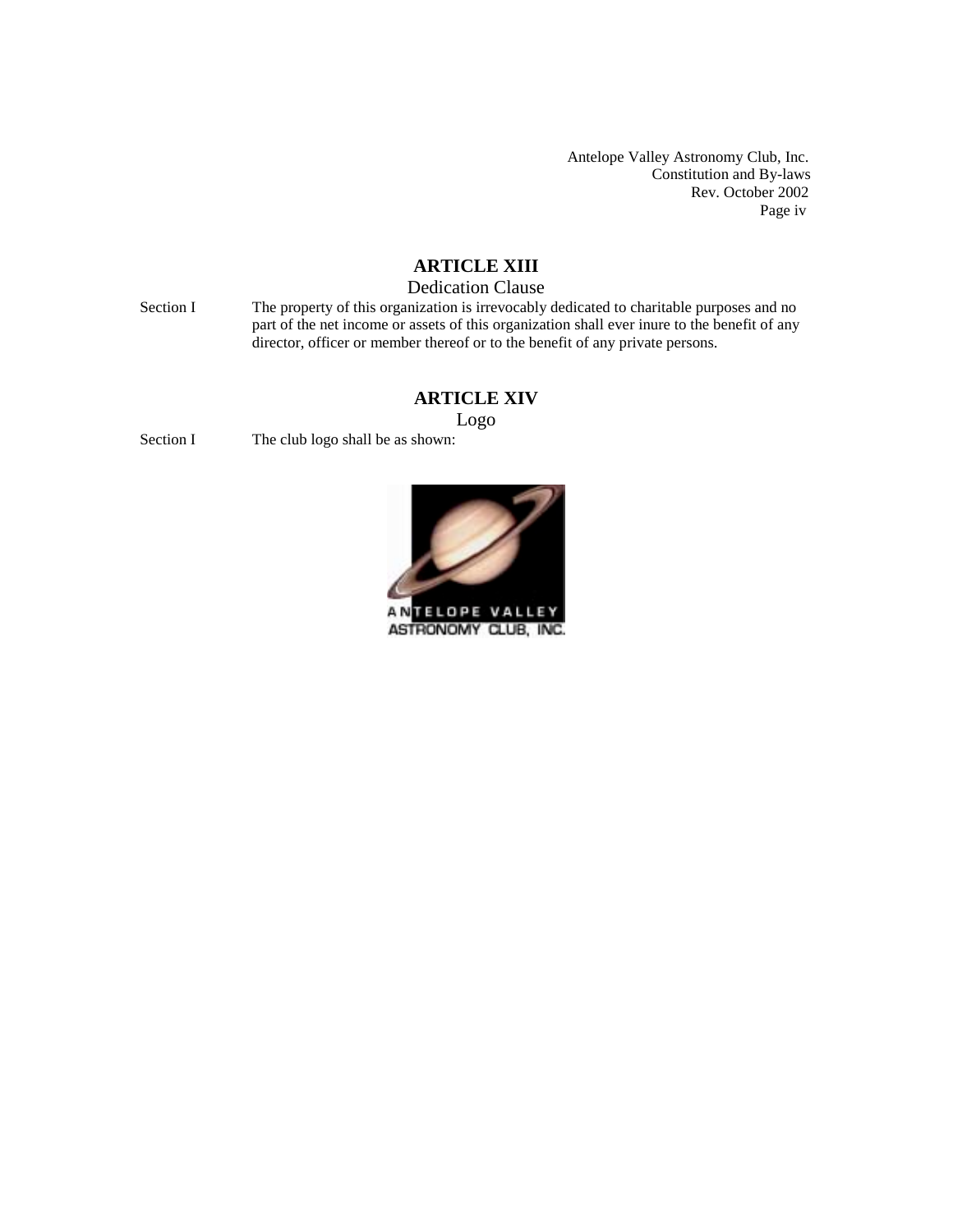## ARTICLE XIII

Dedication Clause

Section I The property of this organization is irrevocably dedicated to charitable purposes and no part of the net income or assets of this organization shall ever inure to the benefit of any director, officer or member thereof or to the benefit of any private persons.

## ARTICLE XIV

Logo

Section I The club logo shall be as shown: